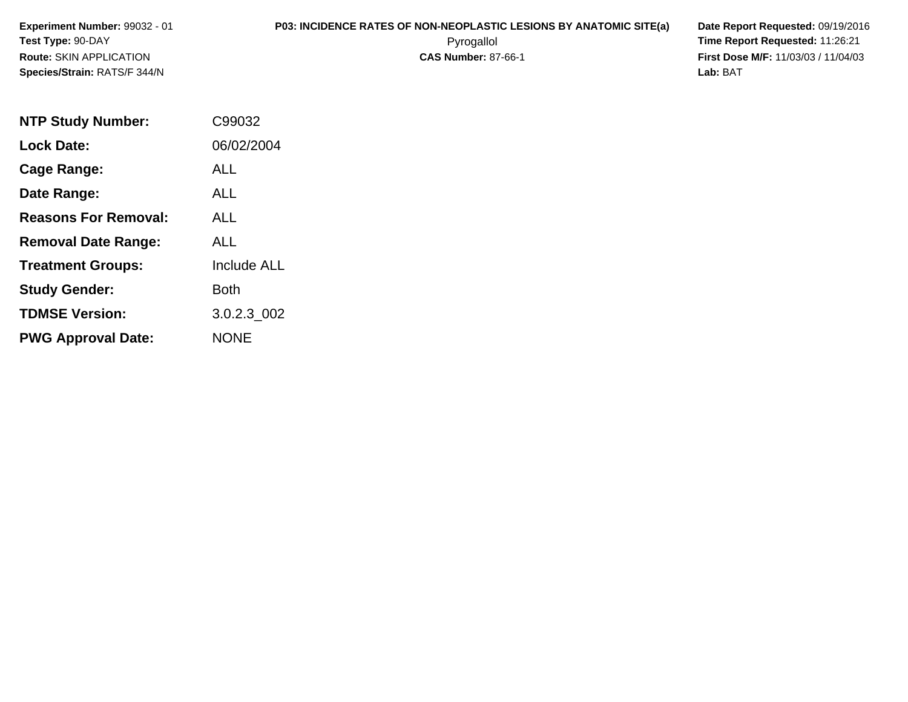**Experiment Number:** 99032 - 01
**Test Type:** 90-DAY
**Route:** SKIN APPLICATION
**Species/Strain:** RATS/F 344/N

**P03: INCIDENCE RATES OF NON-NEOPLASTIC LESIONS BY ANATOMIC SITE(a)**
Pyrogallol
**CAS Number:** 87-66-1

**Date Report Requested:** 09/19/2016
**Time Report Requested:** 11:26:21
**First Dose M/F:** 11/03/03 / 11/04/03
**Lab:** BAT

| | |
|---|---|
| **NTP Study Number:** | C99032 |
| **Lock Date:** | 06/02/2004 |
| **Cage Range:** | ALL |
| **Date Range:** | ALL |
| **Reasons For Removal:** | ALL |
| **Removal Date Range:** | ALL |
| **Treatment Groups:** | Include ALL |
| **Study Gender:** | Both |
| **TDMSE Version:** | 3.0.2.3_002 |
| **PWG Approval Date:** | NONE |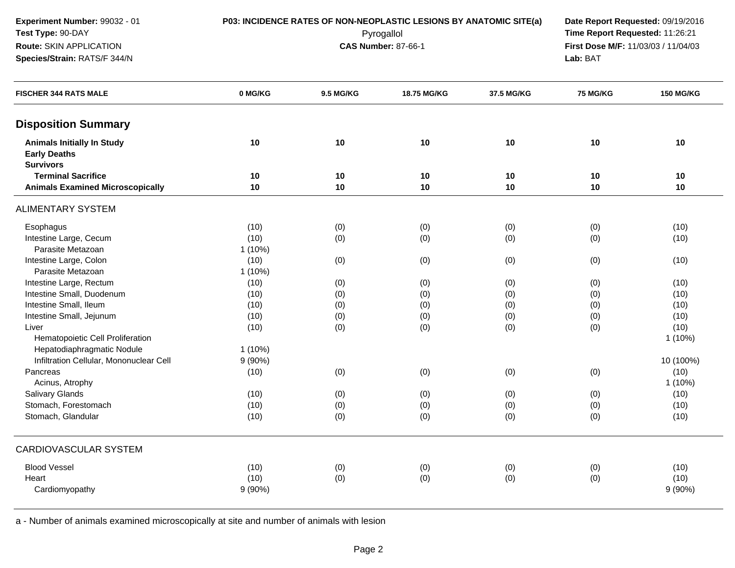**Experiment Number:** 99032 - 01
**Test Type:** 90-DAY
**Route:** SKIN APPLICATION
**Species/Strain:** RATS/F 344/N

**P03: INCIDENCE RATES OF NON-NEOPLASTIC LESIONS BY ANATOMIC SITE(a)**
Pyrogallol
**CAS Number:** 87-66-1

**Date Report Requested:** 09/19/2016
**Time Report Requested:** 11:26:21
**First Dose M/F:** 11/03/03 / 11/04/03
**Lab:** BAT

| FISCHER 344 RATS MALE | 0 MG/KG | 9.5 MG/KG | 18.75 MG/KG | 37.5 MG/KG | 75 MG/KG | 150 MG/KG |
|---|---|---|---|---|---|---|
| **Disposition Summary** | | | | | | |
| **Animals Initially In Study** | **10** | **10** | **10** | **10** | **10** | **10** |
| **Early Deaths** | | | | | | |
| **Survivors** | | | | | | |
| **Terminal Sacrifice** | **10** | **10** | **10** | **10** | **10** | **10** |
| **Animals Examined Microscopically** | **10** | **10** | **10** | **10** | **10** | **10** |
| ALIMENTARY SYSTEM | | | | | | |
| Esophagus | (10) | (0) | (0) | (0) | (0) | (10) |
| Intestine Large, Cecum | (10) | (0) | (0) | (0) | (0) | (10) |
| Parasite Metazoan | 1 (10%) | | | | | |
| Intestine Large, Colon | (10) | (0) | (0) | (0) | (0) | (10) |
| Parasite Metazoan | 1 (10%) | | | | | |
| Intestine Large, Rectum | (10) | (0) | (0) | (0) | (0) | (10) |
| Intestine Small, Duodenum | (10) | (0) | (0) | (0) | (0) | (10) |
| Intestine Small, Ileum | (10) | (0) | (0) | (0) | (0) | (10) |
| Intestine Small, Jejunum | (10) | (0) | (0) | (0) | (0) | (10) |
| Liver | (10) | (0) | (0) | (0) | (0) | (10) |
| Hematopoietic Cell Proliferation | | | | | | 1 (10%) |
| Hepatodiaphragmatic Nodule | 1 (10%) | | | | | |
| Infiltration Cellular, Mononuclear Cell | 9 (90%) | | | | | 10 (100%) |
| Pancreas | (10) | (0) | (0) | (0) | (0) | (10) |
| Acinus, Atrophy | | | | | | 1 (10%) |
| Salivary Glands | (10) | (0) | (0) | (0) | (0) | (10) |
| Stomach, Forestomach | (10) | (0) | (0) | (0) | (0) | (10) |
| Stomach, Glandular | (10) | (0) | (0) | (0) | (0) | (10) |
| CARDIOVASCULAR SYSTEM | | | | | | |
| Blood Vessel | (10) | (0) | (0) | (0) | (0) | (10) |
| Heart | (10) | (0) | (0) | (0) | (0) | (10) |
| Cardiomyopathy | 9 (90%) | | | | | 9 (90%) |

a - Number of animals examined microscopically at site and number of animals with lesion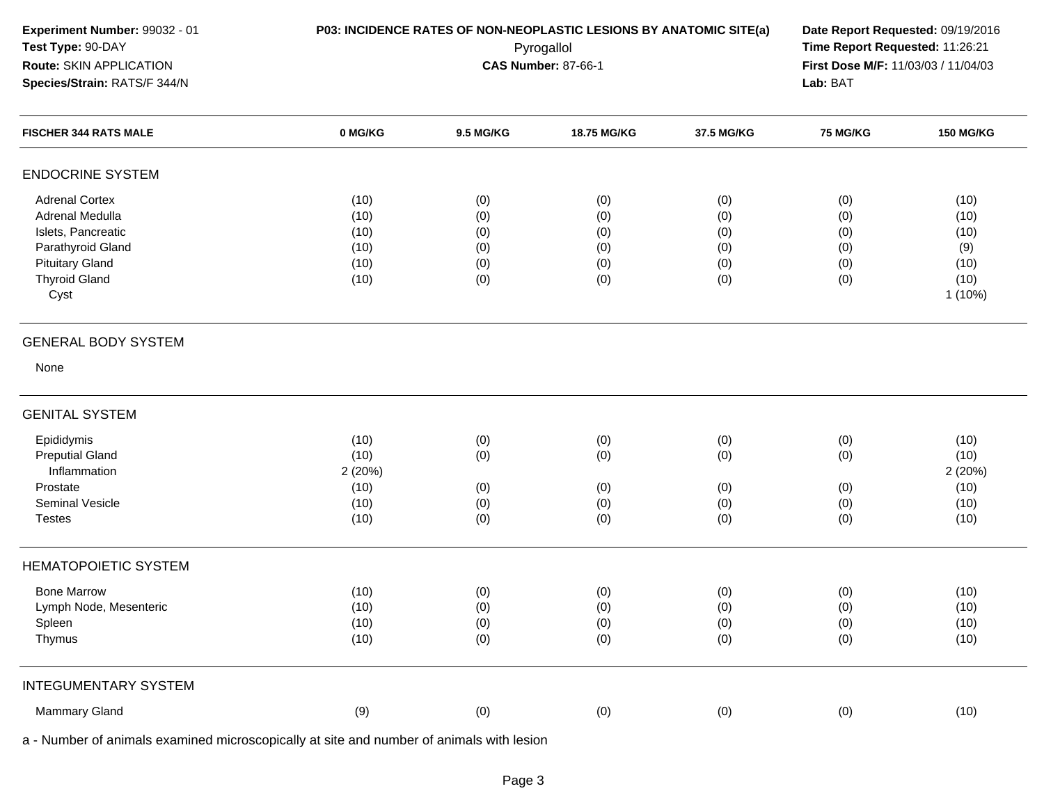**Experiment Number:** 99032 - 01
**Test Type:** 90-DAY
**Route:** SKIN APPLICATION
**Species/Strain:** RATS/F 344/N

**P03: INCIDENCE RATES OF NON-NEOPLASTIC LESIONS BY ANATOMIC SITE(a)**
Pyrogallol
**CAS Number:** 87-66-1

**Date Report Requested:** 09/19/2016
**Time Report Requested:** 11:26:21
**First Dose M/F:** 11/03/03 / 11/04/03
**Lab:** BAT

| FISCHER 344 RATS MALE | 0 MG/KG | 9.5 MG/KG | 18.75 MG/KG | 37.5 MG/KG | 75 MG/KG | 150 MG/KG |
|---|---|---|---|---|---|---|
| **ENDOCRINE SYSTEM** | | | | | | |
| Adrenal Cortex | (10) | (0) | (0) | (0) | (0) | (10) |
| Adrenal Medulla | (10) | (0) | (0) | (0) | (0) | (10) |
| Islets, Pancreatic | (10) | (0) | (0) | (0) | (0) | (10) |
| Parathyroid Gland | (10) | (0) | (0) | (0) | (0) | (9) |
| Pituitary Gland | (10) | (0) | (0) | (0) | (0) | (10) |
| Thyroid Gland | (10) | (0) | (0) | (0) | (0) | (10) |
| Cyst | | | | | | 1 (10%) |
| **GENERAL BODY SYSTEM** | | | | | | |
| None | | | | | | |
| **GENITAL SYSTEM** | | | | | | |
| Epididymis | (10) | (0) | (0) | (0) | (0) | (10) |
| Preputial Gland | (10) | (0) | (0) | (0) | (0) | (10) |
| Inflammation | 2 (20%) | | | | | 2 (20%) |
| Prostate | (10) | (0) | (0) | (0) | (0) | (10) |
| Seminal Vesicle | (10) | (0) | (0) | (0) | (0) | (10) |
| Testes | (10) | (0) | (0) | (0) | (0) | (10) |
| **HEMATOPOIETIC SYSTEM** | | | | | | |
| Bone Marrow | (10) | (0) | (0) | (0) | (0) | (10) |
| Lymph Node, Mesenteric | (10) | (0) | (0) | (0) | (0) | (10) |
| Spleen | (10) | (0) | (0) | (0) | (0) | (10) |
| Thymus | (10) | (0) | (0) | (0) | (0) | (10) |
| **INTEGUMENTARY SYSTEM** | | | | | | |
| Mammary Gland | (9) | (0) | (0) | (0) | (0) | (10) |

a - Number of animals examined microscopically at site and number of animals with lesion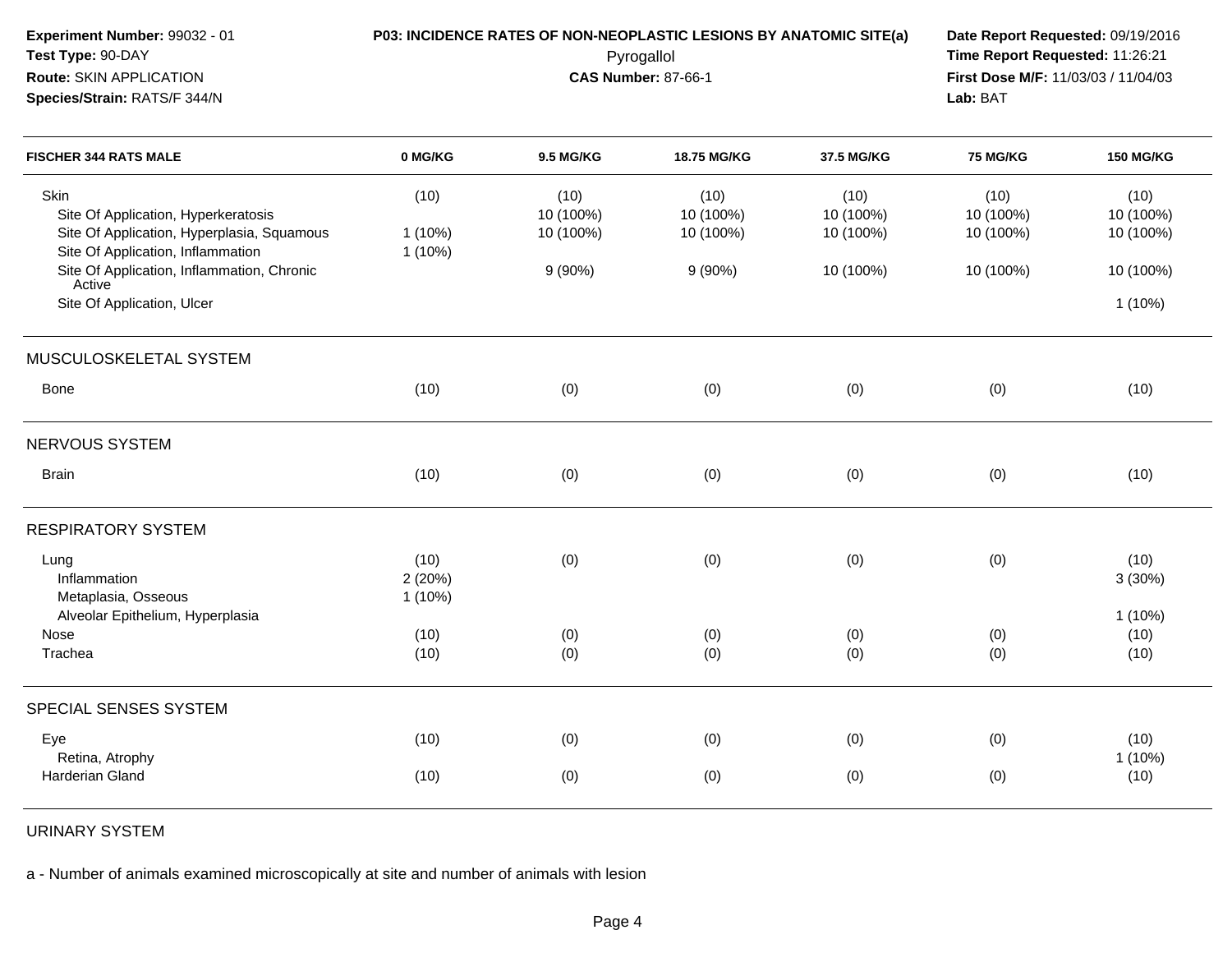**Experiment Number:** 99032 - 01
**Test Type:** 90-DAY
**Route:** SKIN APPLICATION
**Species/Strain:** RATS/F 344/N

**P03: INCIDENCE RATES OF NON-NEOPLASTIC LESIONS BY ANATOMIC SITE(a)**
Pyrogallol
**CAS Number:** 87-66-1

**Date Report Requested:** 09/19/2016
**Time Report Requested:** 11:26:21
**First Dose M/F:** 11/03/03 / 11/04/03
**Lab:** BAT

| FISCHER 344 RATS MALE | 0 MG/KG | 9.5 MG/KG | 18.75 MG/KG | 37.5 MG/KG | 75 MG/KG | 150 MG/KG |
|---|---|---|---|---|---|---|
| Skin | (10) | (10) | (10) | (10) | (10) | (10) |
| Site Of Application, Hyperkeratosis | | 10 (100%) | 10 (100%) | 10 (100%) | 10 (100%) | 10 (100%) |
| Site Of Application, Hyperplasia, Squamous | 1 (10%) | 10 (100%) | 10 (100%) | 10 (100%) | 10 (100%) | 10 (100%) |
| Site Of Application, Inflammation | 1 (10%) | | | | | |
| Site Of Application, Inflammation, Chronic Active | | 9 (90%) | 9 (90%) | 10 (100%) | 10 (100%) | 10 (100%) |
| Site Of Application, Ulcer | | | | | | 1 (10%) |
| **MUSCULOSKELETAL SYSTEM** | | | | | | |
| Bone | (10) | (0) | (0) | (0) | (0) | (10) |
| **NERVOUS SYSTEM** | | | | | | |
| Brain | (10) | (0) | (0) | (0) | (0) | (10) |
| **RESPIRATORY SYSTEM** | | | | | | |
| Lung | (10) | (0) | (0) | (0) | (0) | (10) |
| Inflammation | 2 (20%) | | | | | 3 (30%) |
| Metaplasia, Osseous | 1 (10%) | | | | | |
| Alveolar Epithelium, Hyperplasia | | | | | | 1 (10%) |
| Nose | (10) | (0) | (0) | (0) | (0) | (10) |
| Trachea | (10) | (0) | (0) | (0) | (0) | (10) |
| **SPECIAL SENSES SYSTEM** | | | | | | |
| Eye | (10) | (0) | (0) | (0) | (0) | (10) |
| Retina, Atrophy | | | | | | 1 (10%) |
| Harderian Gland | (10) | (0) | (0) | (0) | (0) | (10) |
| **URINARY SYSTEM** | | | | | | |

a - Number of animals examined microscopically at site and number of animals with lesion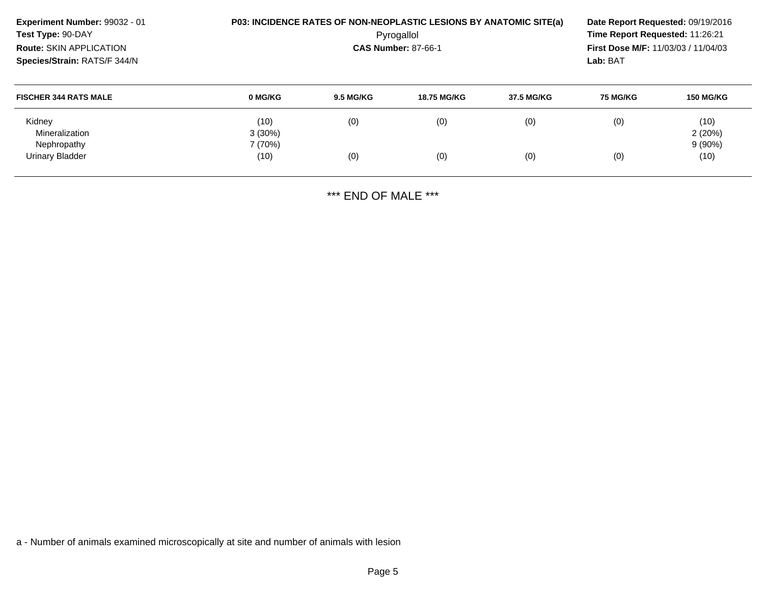**Experiment Number:** 99032 - 01
**Test Type:** 90-DAY
**Route:** SKIN APPLICATION
**Species/Strain:** RATS/F 344/N

**P03: INCIDENCE RATES OF NON-NEOPLASTIC LESIONS BY ANATOMIC SITE(a)**
Pyrogallol
**CAS Number:** 87-66-1

**Date Report Requested:** 09/19/2016
**Time Report Requested:** 11:26:21
**First Dose M/F:** 11/03/03 / 11/04/03
**Lab:** BAT

| FISCHER 344 RATS MALE | 0 MG/KG | 9.5 MG/KG | 18.75 MG/KG | 37.5 MG/KG | 75 MG/KG | 150 MG/KG |
|---|---|---|---|---|---|---|
| Kidney | (10) | (0) | (0) | (0) | (0) | (10) |
| Mineralization | 3 (30%) | | | | | 2 (20%) |
| Nephropathy | 7 (70%) | | | | | 9 (90%) |
| Urinary Bladder | (10) | (0) | (0) | (0) | (0) | (10) |

*** END OF MALE ***

a - Number of animals examined microscopically at site and number of animals with lesion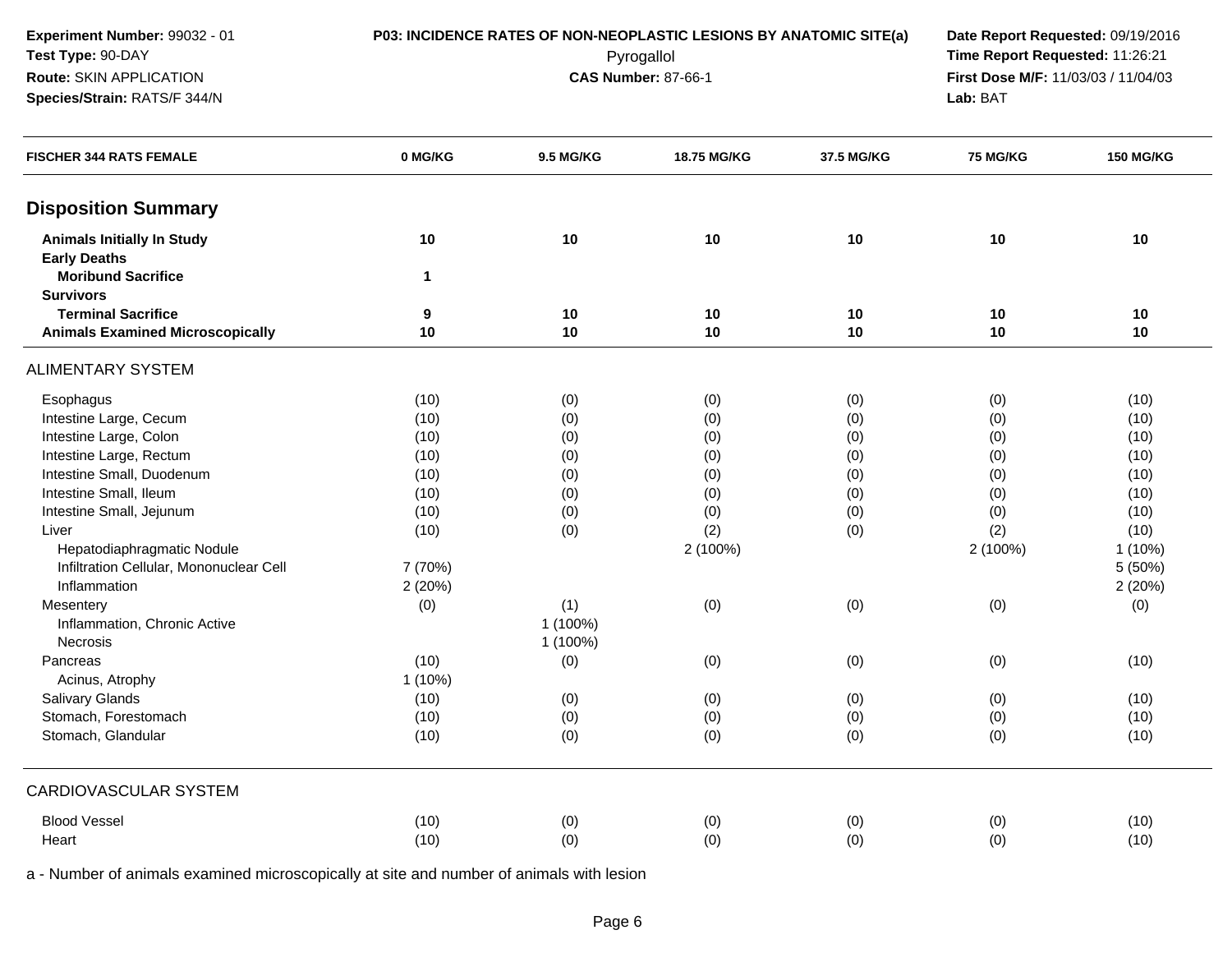**Experiment Number:** 99032 - 01
**Test Type:** 90-DAY
**Route:** SKIN APPLICATION
**Species/Strain:** RATS/F 344/N

**P03: INCIDENCE RATES OF NON-NEOPLASTIC LESIONS BY ANATOMIC SITE(a)**
Pyrogallol
**CAS Number:** 87-66-1

**Date Report Requested:** 09/19/2016
**Time Report Requested:** 11:26:21
**First Dose M/F:** 11/03/03 / 11/04/03
**Lab:** BAT

| FISCHER 344 RATS FEMALE | 0 MG/KG | 9.5 MG/KG | 18.75 MG/KG | 37.5 MG/KG | 75 MG/KG | 150 MG/KG |
|---|---|---|---|---|---|---|
| **Disposition Summary** | | | | | | |
| **Animals Initially In Study** | **10** | **10** | **10** | **10** | **10** | **10** |
| **Early Deaths** | | | | | | |
| **Moribund Sacrifice** | **1** | | | | | |
| **Survivors** | | | | | | |
| **Terminal Sacrifice** | **9** | **10** | **10** | **10** | **10** | **10** |
| **Animals Examined Microscopically** | **10** | **10** | **10** | **10** | **10** | **10** |
| ALIMENTARY SYSTEM | | | | | | |
| Esophagus | (10) | (0) | (0) | (0) | (0) | (10) |
| Intestine Large, Cecum | (10) | (0) | (0) | (0) | (0) | (10) |
| Intestine Large, Colon | (10) | (0) | (0) | (0) | (0) | (10) |
| Intestine Large, Rectum | (10) | (0) | (0) | (0) | (0) | (10) |
| Intestine Small, Duodenum | (10) | (0) | (0) | (0) | (0) | (10) |
| Intestine Small, Ileum | (10) | (0) | (0) | (0) | (0) | (10) |
| Intestine Small, Jejunum | (10) | (0) | (0) | (0) | (0) | (10) |
| Liver | (10) | (0) | (2) | (0) | (2) | (10) |
| Hepatodiaphragmatic Nodule | | | 2 (100%) | | 2 (100%) | 1 (10%) |
| Infiltration Cellular, Mononuclear Cell | 7 (70%) | | | | | 5 (50%) |
| Inflammation | 2 (20%) | | | | | 2 (20%) |
| Mesentery | (0) | (1) | (0) | (0) | (0) | (0) |
| Inflammation, Chronic Active | | 1 (100%) | | | | |
| Necrosis | | 1 (100%) | | | | |
| Pancreas | (10) | (0) | (0) | (0) | (0) | (10) |
| Acinus, Atrophy | 1 (10%) | | | | | |
| Salivary Glands | (10) | (0) | (0) | (0) | (0) | (10) |
| Stomach, Forestomach | (10) | (0) | (0) | (0) | (0) | (10) |
| Stomach, Glandular | (10) | (0) | (0) | (0) | (0) | (10) |
| CARDIOVASCULAR SYSTEM | | | | | | |
| Blood Vessel | (10) | (0) | (0) | (0) | (0) | (10) |
| Heart | (10) | (0) | (0) | (0) | (0) | (10) |

a - Number of animals examined microscopically at site and number of animals with lesion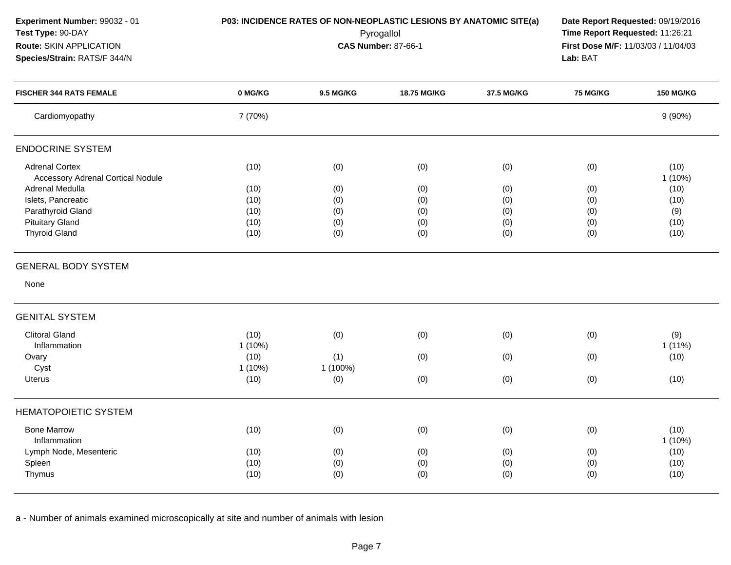**Experiment Number:** 99032 - 01
**Test Type:** 90-DAY
**Route:** SKIN APPLICATION
**Species/Strain:** RATS/F 344/N

**P03: INCIDENCE RATES OF NON-NEOPLASTIC LESIONS BY ANATOMIC SITE(a)**
Pyrogallol
**CAS Number:** 87-66-1

**Date Report Requested:** 09/19/2016
**Time Report Requested:** 11:26:21
**First Dose M/F:** 11/03/03 / 11/04/03
**Lab:** BAT

| FISCHER 344 RATS FEMALE | 0 MG/KG | 9.5 MG/KG | 18.75 MG/KG | 37.5 MG/KG | 75 MG/KG | 150 MG/KG |
|---|---|---|---|---|---|---|
| Cardiomyopathy | 7 (70%) | | | | | 9 (90%) |
| **ENDOCRINE SYSTEM** | | | | | | |
| Adrenal Cortex | (10) | (0) | (0) | (0) | (0) | (10) |
| Accessory Adrenal Cortical Nodule | | | | | | 1 (10%) |
| Adrenal Medulla | (10) | (0) | (0) | (0) | (0) | (10) |
| Islets, Pancreatic | (10) | (0) | (0) | (0) | (0) | (10) |
| Parathyroid Gland | (10) | (0) | (0) | (0) | (0) | (9) |
| Pituitary Gland | (10) | (0) | (0) | (0) | (0) | (10) |
| Thyroid Gland | (10) | (0) | (0) | (0) | (0) | (10) |
| **GENERAL BODY SYSTEM** | | | | | | |
| None | | | | | | |
| **GENITAL SYSTEM** | | | | | | |
| Clitoral Gland | (10) | (0) | (0) | (0) | (0) | (9) |
| Inflammation | 1 (10%) | | | | | 1 (11%) |
| Ovary | (10) | (1) | (0) | (0) | (0) | (10) |
| Cyst | 1 (10%) | 1 (100%) | | | | |
| Uterus | (10) | (0) | (0) | (0) | (0) | (10) |
| **HEMATOPOIETIC SYSTEM** | | | | | | |
| Bone Marrow | (10) | (0) | (0) | (0) | (0) | (10) |
| Inflammation | | | | | | 1 (10%) |
| Lymph Node, Mesenteric | (10) | (0) | (0) | (0) | (0) | (10) |
| Spleen | (10) | (0) | (0) | (0) | (0) | (10) |
| Thymus | (10) | (0) | (0) | (0) | (0) | (10) |

a - Number of animals examined microscopically at site and number of animals with lesion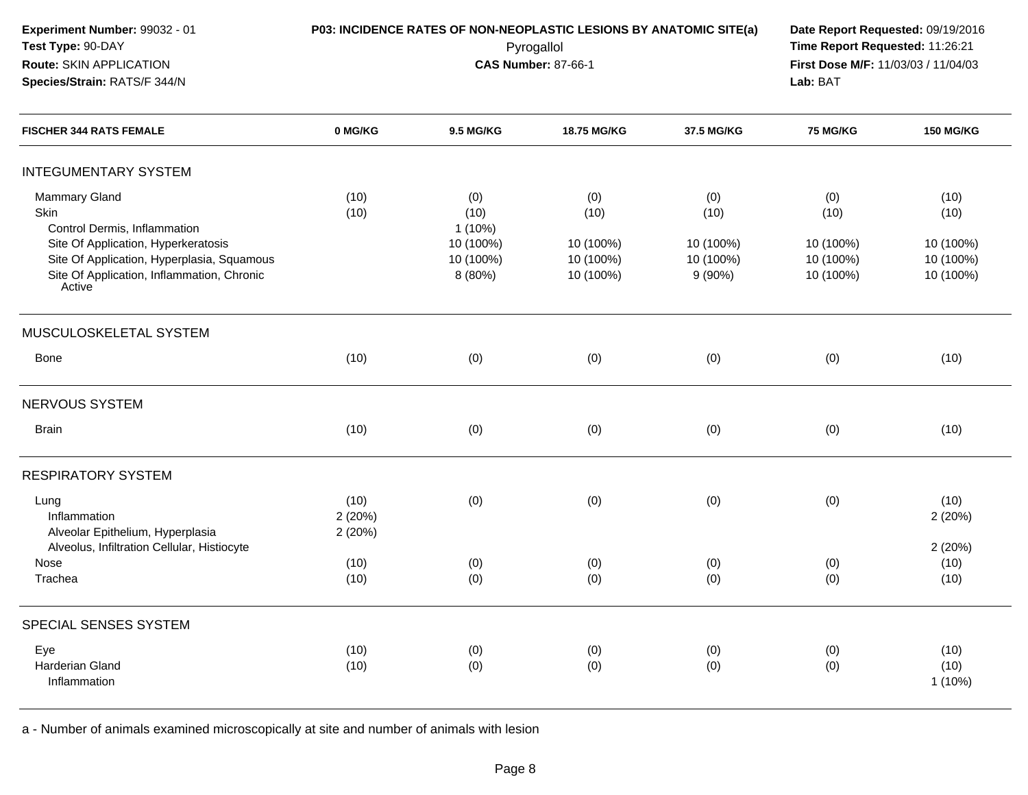**Experiment Number:** 99032 - 01
**Test Type:** 90-DAY
**Route:** SKIN APPLICATION
**Species/Strain:** RATS/F 344/N

**P03: INCIDENCE RATES OF NON-NEOPLASTIC LESIONS BY ANATOMIC SITE(a)**
Pyrogallol
**CAS Number:** 87-66-1

**Date Report Requested:** 09/19/2016
**Time Report Requested:** 11:26:21
**First Dose M/F:** 11/03/03 / 11/04/03
**Lab:** BAT

| FISCHER 344 RATS FEMALE | 0 MG/KG | 9.5 MG/KG | 18.75 MG/KG | 37.5 MG/KG | 75 MG/KG | 150 MG/KG |
|---|---|---|---|---|---|---|
| **INTEGUMENTARY SYSTEM** | | | | | | |
| Mammary Gland | (10) | (0) | (0) | (0) | (0) | (10) |
| Skin | (10) | (10) | (10) | (10) | (10) | (10) |
| Control Dermis, Inflammation | | 1 (10%) | | | | |
| Site Of Application, Hyperkeratosis | | 10 (100%) | 10 (100%) | 10 (100%) | 10 (100%) | 10 (100%) |
| Site Of Application, Hyperplasia, Squamous | | 10 (100%) | 10 (100%) | 10 (100%) | 10 (100%) | 10 (100%) |
| Site Of Application, Inflammation, Chronic Active | | 8 (80%) | 10 (100%) | 9 (90%) | 10 (100%) | 10 (100%) |
| **MUSCULOSKELETAL SYSTEM** | | | | | | |
| Bone | (10) | (0) | (0) | (0) | (0) | (10) |
| **NERVOUS SYSTEM** | | | | | | |
| Brain | (10) | (0) | (0) | (0) | (0) | (10) |
| **RESPIRATORY SYSTEM** | | | | | | |
| Lung | (10) | (0) | (0) | (0) | (0) | (10) |
| Inflammation | 2 (20%) | | | | | 2 (20%) |
| Alveolar Epithelium, Hyperplasia | 2 (20%) | | | | | |
| Alveolus, Infiltration Cellular, Histiocyte | | | | | | 2 (20%) |
| Nose | (10) | (0) | (0) | (0) | (0) | (10) |
| Trachea | (10) | (0) | (0) | (0) | (0) | (10) |
| **SPECIAL SENSES SYSTEM** | | | | | | |
| Eye | (10) | (0) | (0) | (0) | (0) | (10) |
| Harderian Gland | (10) | (0) | (0) | (0) | (0) | (10) |
| Inflammation | | | | | | 1 (10%) |

a - Number of animals examined microscopically at site and number of animals with lesion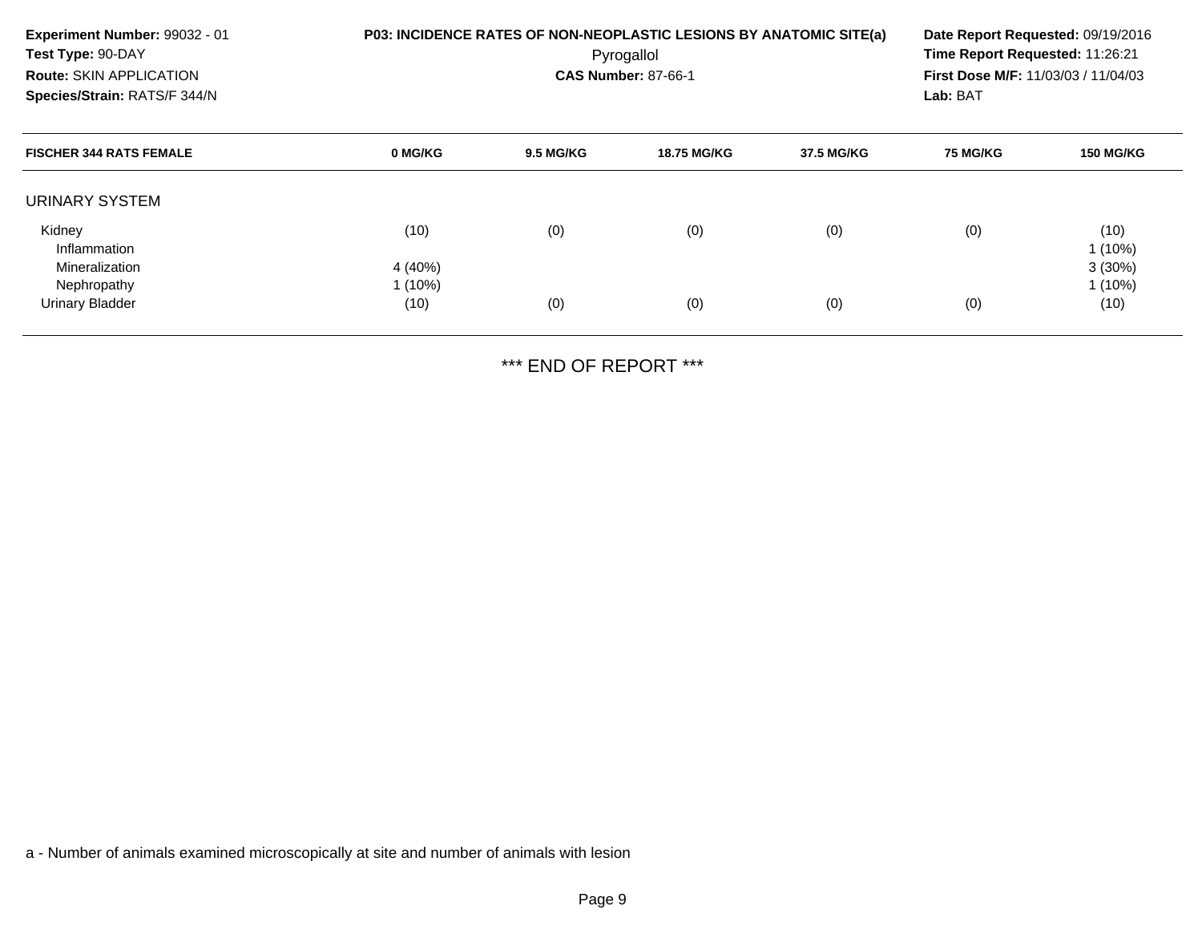**Experiment Number:** 99032 - 01
**Test Type:** 90-DAY
**Route:** SKIN APPLICATION
**Species/Strain:** RATS/F 344/N

**P03: INCIDENCE RATES OF NON-NEOPLASTIC LESIONS BY ANATOMIC SITE(a)**
Pyrogallol
**CAS Number:** 87-66-1

**Date Report Requested:** 09/19/2016
**Time Report Requested:** 11:26:21
**First Dose M/F:** 11/03/03 / 11/04/03
**Lab:** BAT

| FISCHER 344 RATS FEMALE | 0 MG/KG | 9.5 MG/KG | 18.75 MG/KG | 37.5 MG/KG | 75 MG/KG | 150 MG/KG |
|---|---|---|---|---|---|---|
| URINARY SYSTEM | | | | | | |
| Kidney | (10) | (0) | (0) | (0) | (0) | (10) |
| Inflammation | | | | | | 1 (10%) |
| Mineralization | 4 (40%) | | | | | 3 (30%) |
| Nephropathy | 1 (10%) | | | | | 1 (10%) |
| Urinary Bladder | (10) | (0) | (0) | (0) | (0) | (10) |

*** END OF REPORT ***

a - Number of animals examined microscopically at site and number of animals with lesion